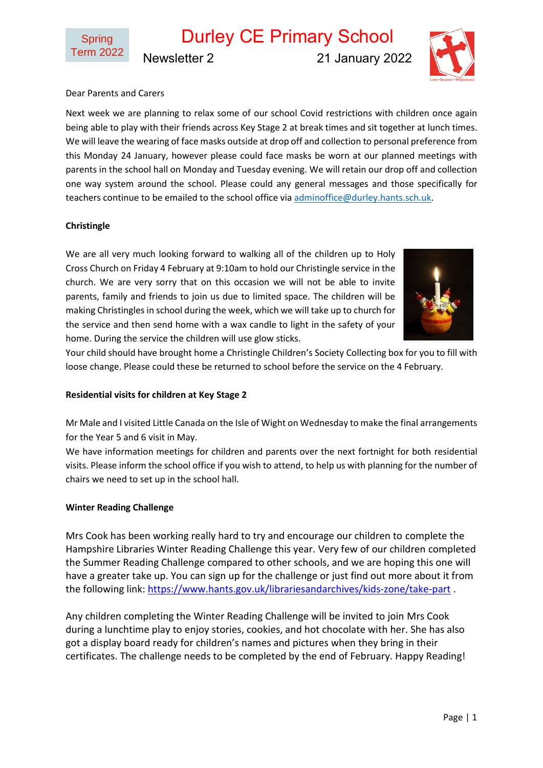Spring Term 2022

# Durley CE Primary School

Newsletter 2 — 21 January 2022

Dear Parents and Carers

Next week we are planning to relax some of our school Covid restrictions with children once again being able to play with their friends across Key Stage 2 at break times and sit together at lunch times. We will leave the wearing of face masks outside at drop off and collection to personal preference from this Monday 24 January, however please could face masks be worn at our planned meetings with parents in the school hall on Monday and Tuesday evening. We will retain our drop off and collection one way system around the school. Please could any general messages and those specifically for teachers continue to be emailed to the school office via adminoffice@durley.hants.sch.uk.

**Christingle**

We are all very much looking forward to walking all of the children up to Holy Cross Church on Friday 4 February at 9:10am to hold our Christingle service in the church. We are very sorry that on this occasion we will not be able to invite parents, family and friends to join us due to limited space. The children will be making Christingles in school during the week, which we will take up to church for the service and then send home with a wax candle to light in the safety of your home. During the service the children will use glow sticks.

Your child should have brought home a Christingle Children's Society Collecting box for you to fill with loose change. Please could these be returned to school before the service on the 4 February.

**Residential visits for children at Key Stage 2**

Mr Male and I visited Little Canada on the Isle of Wight on Wednesday to make the final arrangements for the Year 5 and 6 visit in May.

We have information meetings for children and parents over the next fortnight for both residential visits. Please inform the school office if you wish to attend, to help us with planning for the number of chairs we need to set up in the school hall.

**Winter Reading Challenge**

Mrs Cook has been working really hard to try and encourage our children to complete the Hampshire Libraries Winter Reading Challenge this year. Very few of our children completed the Summer Reading Challenge compared to other schools, and we are hoping this one will have a greater take up. You can sign up for the challenge or just find out more about it from the following link: https://www.hants.gov.uk/librariesandarchives/kids-zone/take-part .

Any children completing the Winter Reading Challenge will be invited to join Mrs Cook during a lunchtime play to enjoy stories, cookies, and hot chocolate with her. She has also got a display board ready for children's names and pictures when they bring in their certificates. The challenge needs to be completed by the end of February. Happy Reading!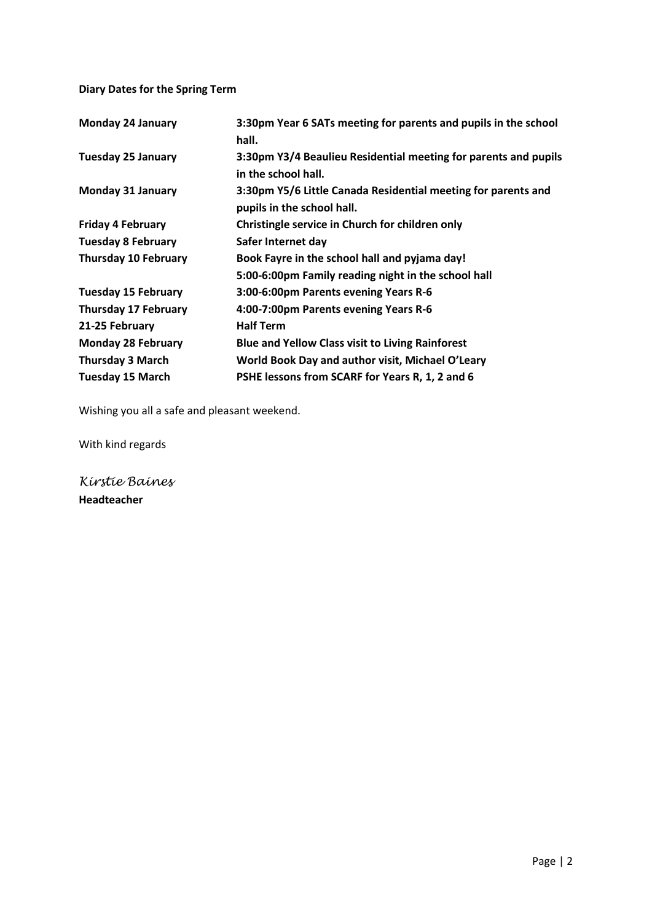**Diary Dates for the Spring Term**

| | |
|---|---|
| **Monday 24 January** | **3:30pm Year 6 SATs meeting for parents and pupils in the school hall.** |
| **Tuesday 25 January** | **3:30pm Y3/4 Beaulieu Residential meeting for parents and pupils in the school hall.** |
| **Monday 31 January** | **3:30pm Y5/6 Little Canada Residential meeting for parents and pupils in the school hall.** |
| **Friday 4 February** | **Christingle service in Church for children only** |
| **Tuesday 8 February** | **Safer Internet day** |
| **Thursday 10 February** | **Book Fayre in the school hall and pyjama day!** <br> **5:00-6:00pm Family reading night in the school hall** |
| **Tuesday 15 February** | **3:00-6:00pm Parents evening Years R-6** |
| **Thursday 17 February** | **4:00-7:00pm Parents evening Years R-6** |
| **21-25 February** | **Half Term** |
| **Monday 28 February** | **Blue and Yellow Class visit to Living Rainforest** |
| **Thursday 3 March** | **World Book Day and author visit, Michael O'Leary** |
| **Tuesday 15 March** | **PSHE lessons from SCARF for Years R, 1, 2 and 6** |

Wishing you all a safe and pleasant weekend.

With kind regards

*Kirstie Baines*
**Headteacher**